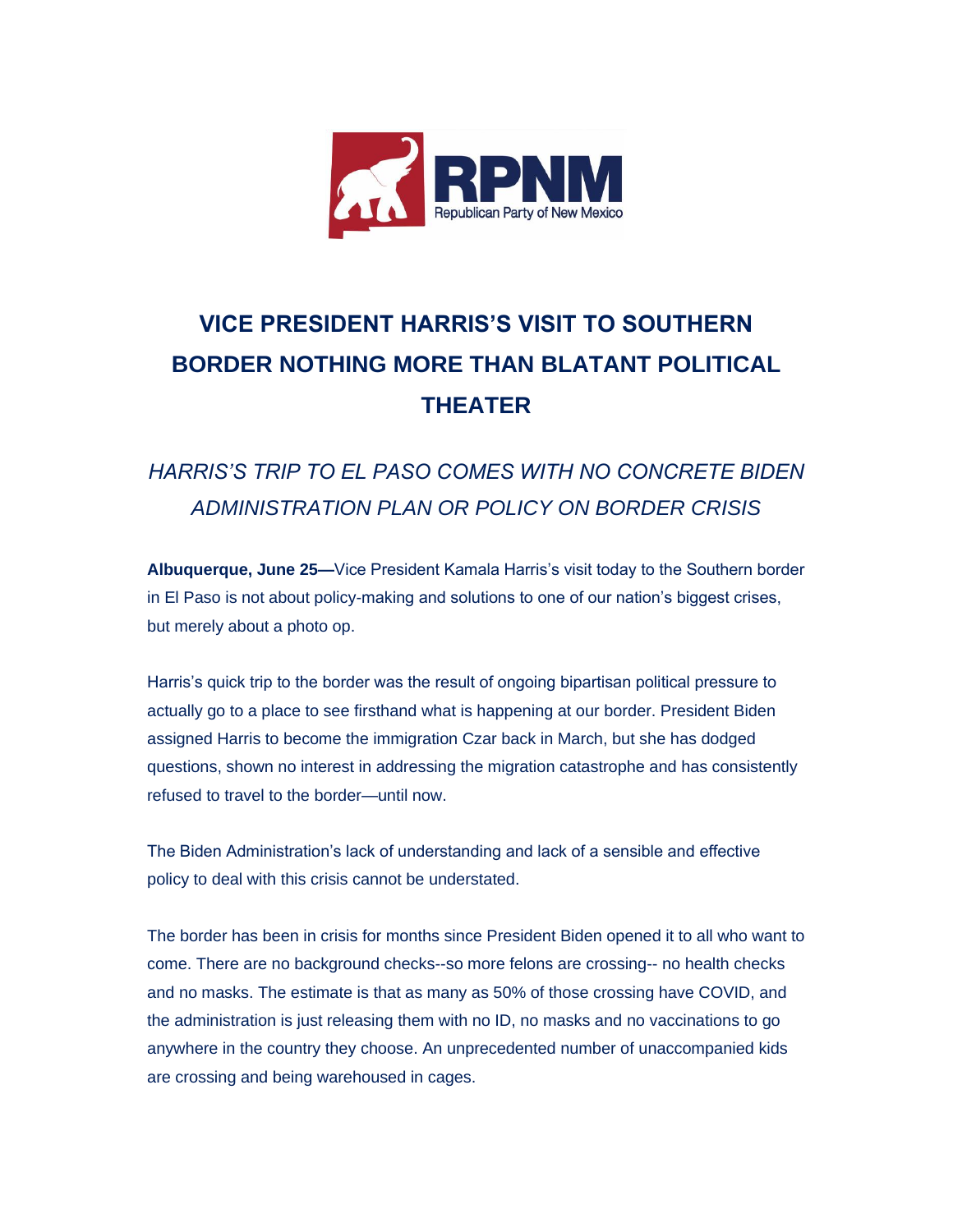RPNM
Republican Party of New Mexico

# VICE PRESIDENT HARRIS'S VISIT TO SOUTHERN BORDER NOTHING MORE THAN BLATANT POLITICAL THEATER

## *HARRIS'S TRIP TO EL PASO COMES WITH NO CONCRETE BIDEN ADMINISTRATION PLAN OR POLICY ON BORDER CRISIS*

**Albuquerque, June 25—**Vice President Kamala Harris's visit today to the Southern border in El Paso is not about policy-making and solutions to one of our nation's biggest crises, but merely about a photo op.

Harris's quick trip to the border was the result of ongoing bipartisan political pressure to actually go to a place to see firsthand what is happening at our border. President Biden assigned Harris to become the immigration Czar back in March, but she has dodged questions, shown no interest in addressing the migration catastrophe and has consistently refused to travel to the border—until now.

The Biden Administration's lack of understanding and lack of a sensible and effective policy to deal with this crisis cannot be understated.

The border has been in crisis for months since President Biden opened it to all who want to come. There are no background checks--so more felons are crossing-- no health checks and no masks. The estimate is that as many as 50% of those crossing have COVID, and the administration is just releasing them with no ID, no masks and no vaccinations to go anywhere in the country they choose. An unprecedented number of unaccompanied kids are crossing and being warehoused in cages.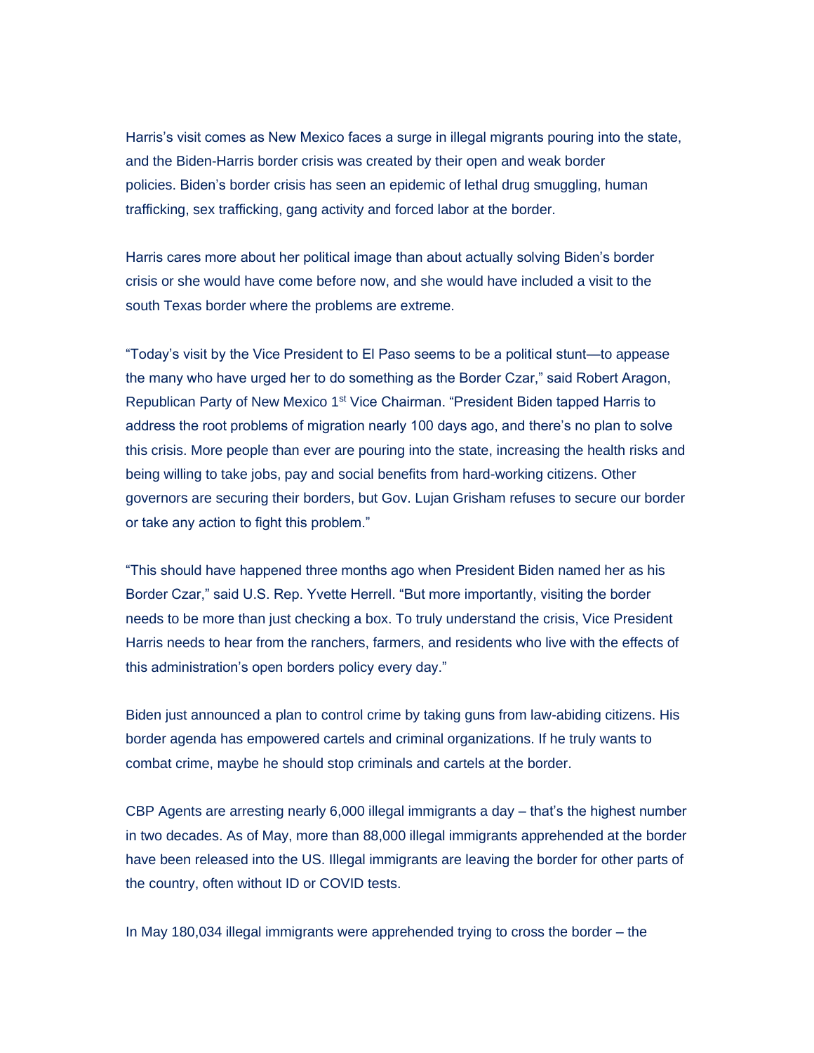Harris's visit comes as New Mexico faces a surge in illegal migrants pouring into the state, and the Biden-Harris border crisis was created by their open and weak border policies. Biden's border crisis has seen an epidemic of lethal drug smuggling, human trafficking, sex trafficking, gang activity and forced labor at the border.

Harris cares more about her political image than about actually solving Biden's border crisis or she would have come before now, and she would have included a visit to the south Texas border where the problems are extreme.

"Today's visit by the Vice President to El Paso seems to be a political stunt—to appease the many who have urged her to do something as the Border Czar," said Robert Aragon, Republican Party of New Mexico 1st Vice Chairman. "President Biden tapped Harris to address the root problems of migration nearly 100 days ago, and there's no plan to solve this crisis. More people than ever are pouring into the state, increasing the health risks and being willing to take jobs, pay and social benefits from hard-working citizens. Other governors are securing their borders, but Gov. Lujan Grisham refuses to secure our border or take any action to fight this problem."

"This should have happened three months ago when President Biden named her as his Border Czar," said U.S. Rep. Yvette Herrell. "But more importantly, visiting the border needs to be more than just checking a box. To truly understand the crisis, Vice President Harris needs to hear from the ranchers, farmers, and residents who live with the effects of this administration's open borders policy every day."

Biden just announced a plan to control crime by taking guns from law-abiding citizens. His border agenda has empowered cartels and criminal organizations. If he truly wants to combat crime, maybe he should stop criminals and cartels at the border.

CBP Agents are arresting nearly 6,000 illegal immigrants a day – that's the highest number in two decades. As of May, more than 88,000 illegal immigrants apprehended at the border have been released into the US. Illegal immigrants are leaving the border for other parts of the country, often without ID or COVID tests.

In May 180,034 illegal immigrants were apprehended trying to cross the border – the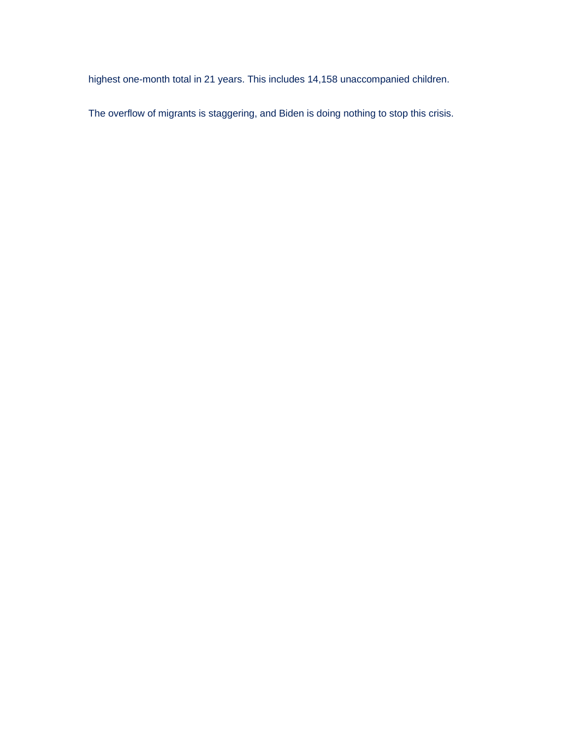highest one-month total in 21 years. This includes 14,158 unaccompanied children.

The overflow of migrants is staggering, and Biden is doing nothing to stop this crisis.